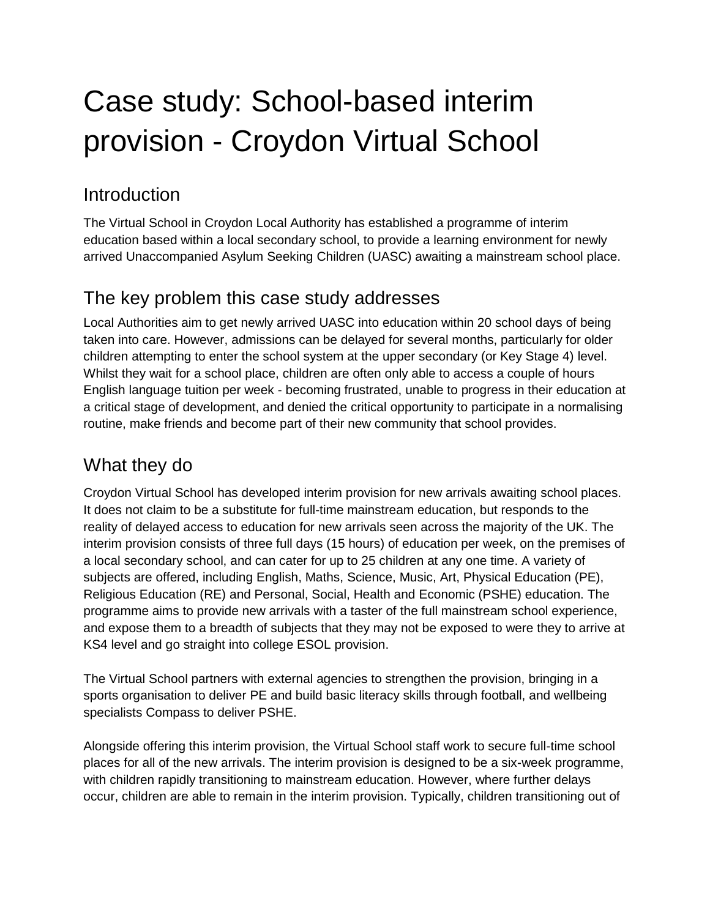# Case study: School-based interim provision - Croydon Virtual School

## Introduction

The Virtual School in Croydon Local Authority has established a programme of interim education based within a local secondary school, to provide a learning environment for newly arrived Unaccompanied Asylum Seeking Children (UASC) awaiting a mainstream school place.

## The key problem this case study addresses

Local Authorities aim to get newly arrived UASC into education within 20 school days of being taken into care. However, admissions can be delayed for several months, particularly for older children attempting to enter the school system at the upper secondary (or Key Stage 4) level. Whilst they wait for a school place, children are often only able to access a couple of hours English language tuition per week - becoming frustrated, unable to progress in their education at a critical stage of development, and denied the critical opportunity to participate in a normalising routine, make friends and become part of their new community that school provides.

## What they do

Croydon Virtual School has developed interim provision for new arrivals awaiting school places. It does not claim to be a substitute for full-time mainstream education, but responds to the reality of delayed access to education for new arrivals seen across the majority of the UK. The interim provision consists of three full days (15 hours) of education per week, on the premises of a local secondary school, and can cater for up to 25 children at any one time. A variety of subjects are offered, including English, Maths, Science, Music, Art, Physical Education (PE), Religious Education (RE) and Personal, Social, Health and Economic (PSHE) education. The programme aims to provide new arrivals with a taster of the full mainstream school experience, and expose them to a breadth of subjects that they may not be exposed to were they to arrive at KS4 level and go straight into college ESOL provision.

The Virtual School partners with external agencies to strengthen the provision, bringing in a sports organisation to deliver PE and build basic literacy skills through football, and wellbeing specialists Compass to deliver PSHE.

Alongside offering this interim provision, the Virtual School staff work to secure full-time school places for all of the new arrivals. The interim provision is designed to be a six-week programme, with children rapidly transitioning to mainstream education. However, where further delays occur, children are able to remain in the interim provision. Typically, children transitioning out of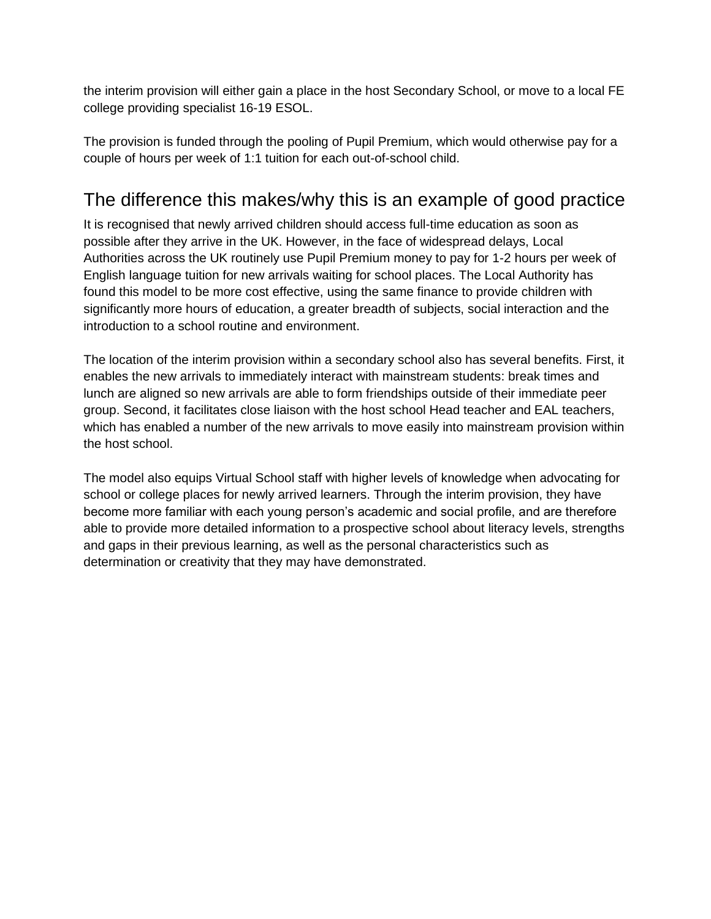the interim provision will either gain a place in the host Secondary School, or move to a local FE college providing specialist 16-19 ESOL.

The provision is funded through the pooling of Pupil Premium, which would otherwise pay for a couple of hours per week of 1:1 tuition for each out-of-school child.

## The difference this makes/why this is an example of good practice

It is recognised that newly arrived children should access full-time education as soon as possible after they arrive in the UK. However, in the face of widespread delays, Local Authorities across the UK routinely use Pupil Premium money to pay for 1-2 hours per week of English language tuition for new arrivals waiting for school places. The Local Authority has found this model to be more cost effective, using the same finance to provide children with significantly more hours of education, a greater breadth of subjects, social interaction and the introduction to a school routine and environment.

The location of the interim provision within a secondary school also has several benefits. First, it enables the new arrivals to immediately interact with mainstream students: break times and lunch are aligned so new arrivals are able to form friendships outside of their immediate peer group. Second, it facilitates close liaison with the host school Head teacher and EAL teachers, which has enabled a number of the new arrivals to move easily into mainstream provision within the host school.

The model also equips Virtual School staff with higher levels of knowledge when advocating for school or college places for newly arrived learners. Through the interim provision, they have become more familiar with each young person's academic and social profile, and are therefore able to provide more detailed information to a prospective school about literacy levels, strengths and gaps in their previous learning, as well as the personal characteristics such as determination or creativity that they may have demonstrated.